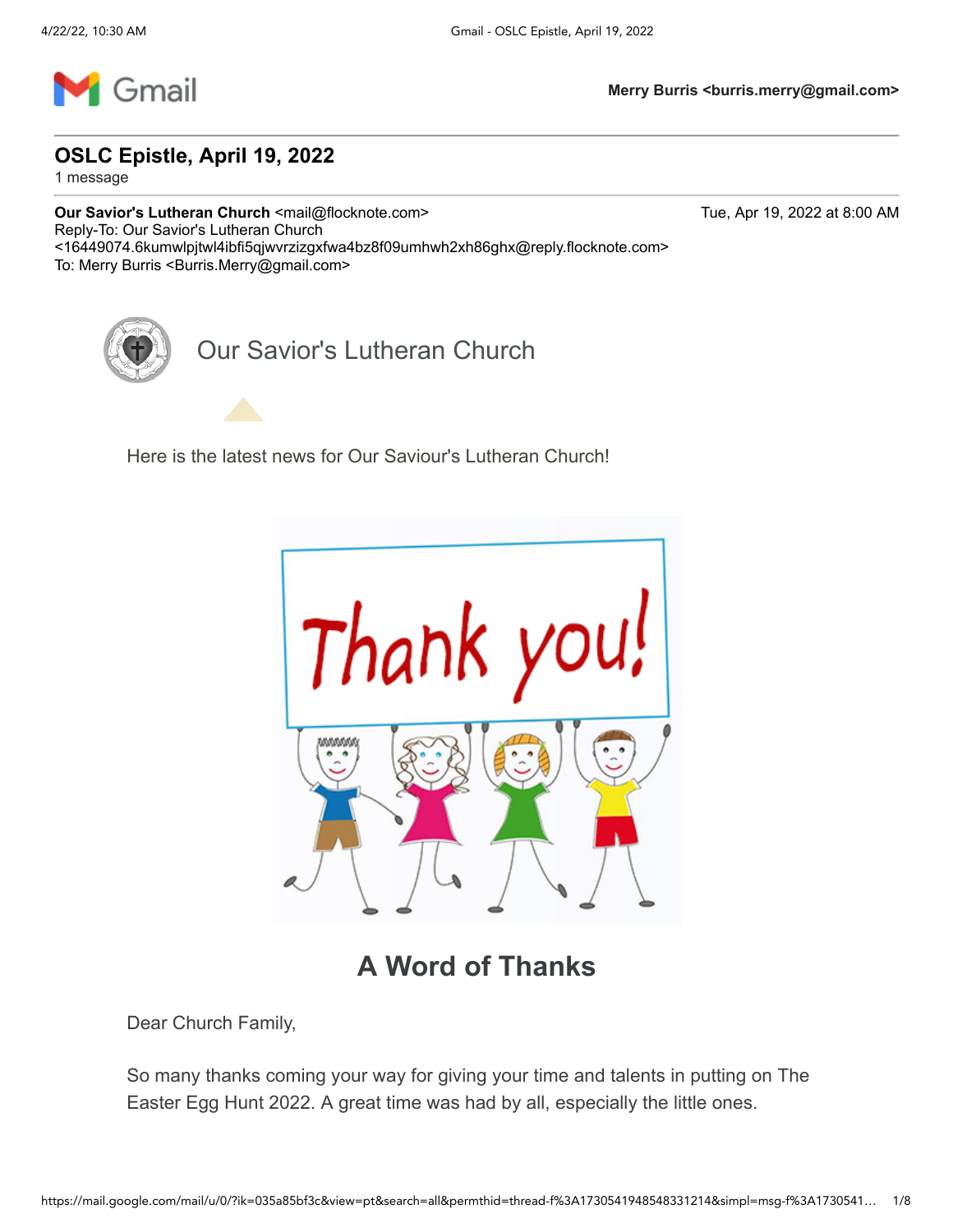Merry Burris <burris.merry@gmail.com>

# OSLC Epistle, April 19, 2022

1 message

**Our Savior's Lutheran Church** <mail@flocknote.com>
Reply-To: Our Savior's Lutheran Church <16449074.6kumwlpjtwl4ibfi5qjwvrzizgxfwa4bz8f09umhwh2xh86ghx@reply.flocknote.com>
To: Merry Burris <Burris.Merry@gmail.com>

Tue, Apr 19, 2022 at 8:00 AM

Our Savior's Lutheran Church

Here is the latest news for Our Saviour's Lutheran Church!

## A Word of Thanks

Dear Church Family,

So many thanks coming your way for giving your time and talents in putting on The Easter Egg Hunt 2022. A great time was had by all, especially the little ones.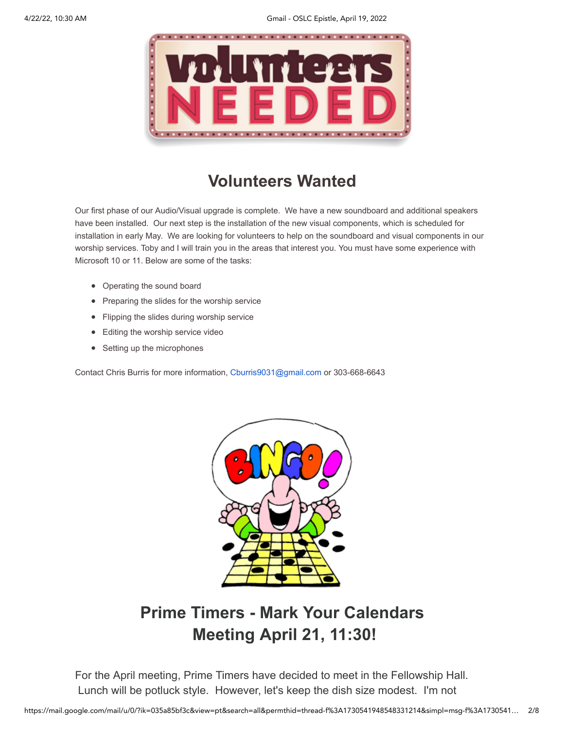## Volunteers Wanted

Our first phase of our Audio/Visual upgrade is complete. We have a new soundboard and additional speakers have been installed. Our next step is the installation of the new visual components, which is scheduled for installation in early May. We are looking for volunteers to help on the soundboard and visual components in our worship services. Toby and I will train you in the areas that interest you. You must have some experience with Microsoft 10 or 11. Below are some of the tasks:

- Operating the sound board
- Preparing the slides for the worship service
- Flipping the slides during worship service
- Editing the worship service video
- Setting up the microphones

Contact Chris Burris for more information, Cburris9031@gmail.com or 303-668-6643

## Prime Timers - Mark Your Calendars
## Meeting April 21, 11:30!

For the April meeting, Prime Timers have decided to meet in the Fellowship Hall. Lunch will be potluck style. However, let's keep the dish size modest. I'm not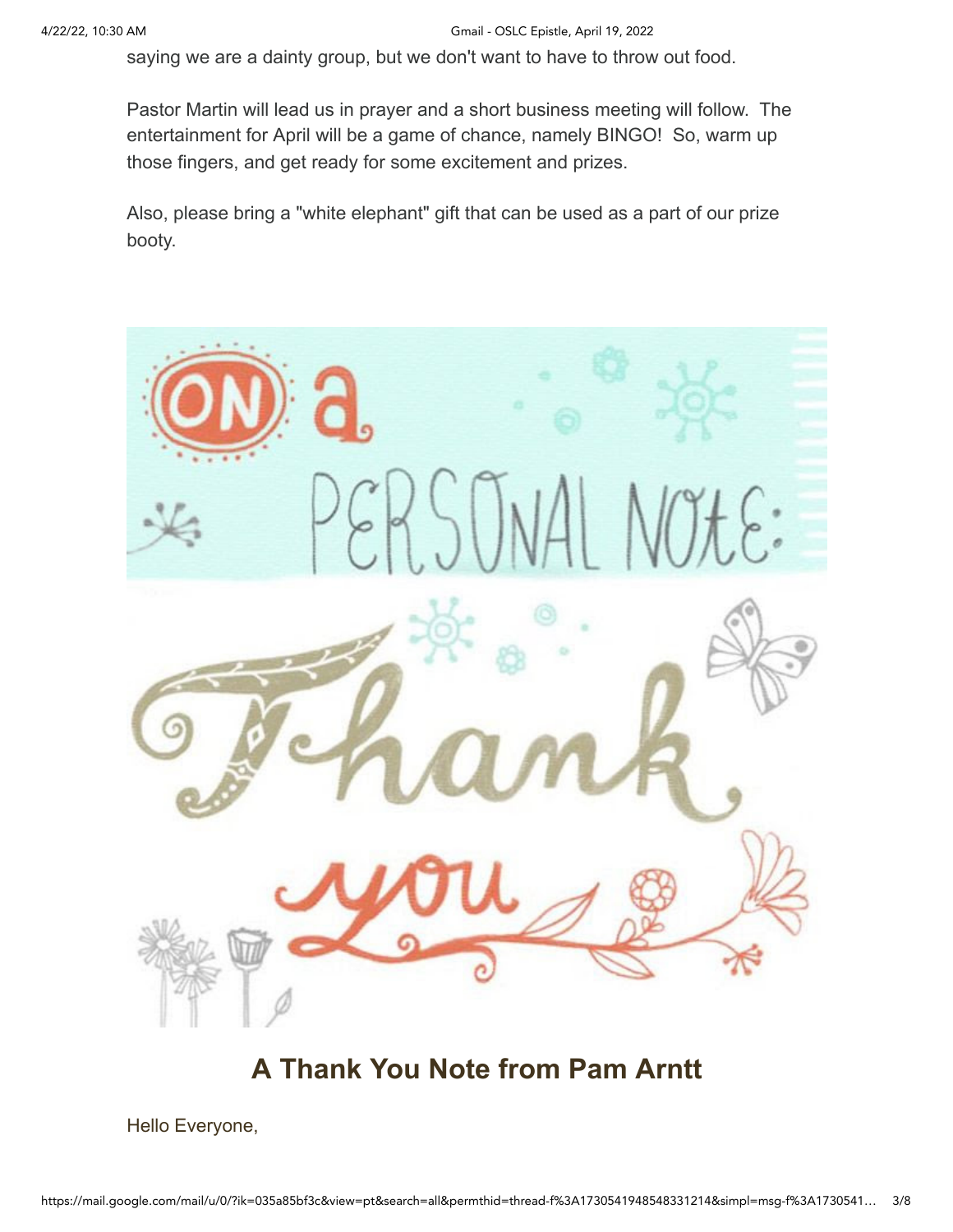saying we are a dainty group, but we don't want to have to throw out food.

Pastor Martin will lead us in prayer and a short business meeting will follow. The entertainment for April will be a game of chance, namely BINGO! So, warm up those fingers, and get ready for some excitement and prizes.

Also, please bring a "white elephant" gift that can be used as a part of our prize booty.

## A Thank You Note from Pam Arntt

Hello Everyone,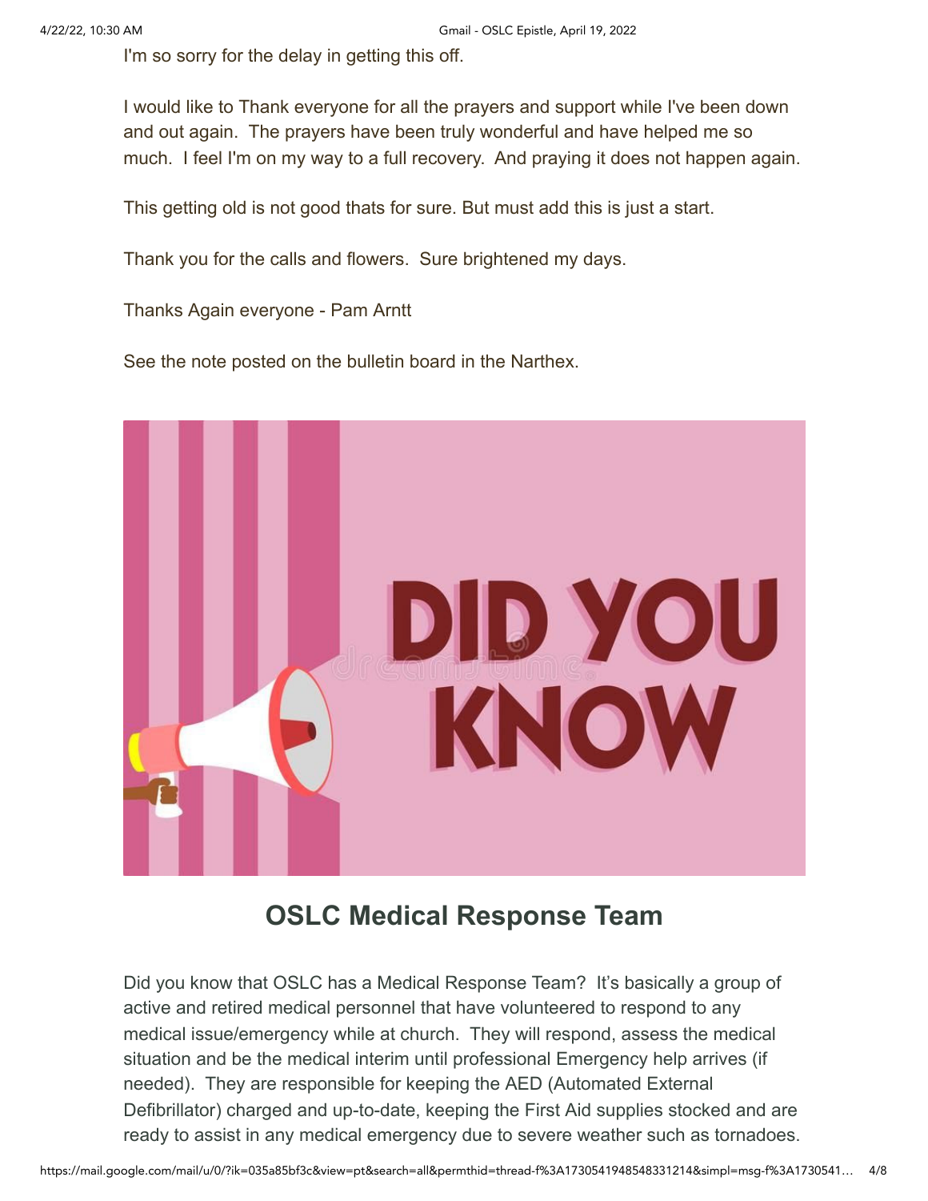I'm so sorry for the delay in getting this off.

I would like to Thank everyone for all the prayers and support while I've been down and out again. The prayers have been truly wonderful and have helped me so much. I feel I'm on my way to a full recovery. And praying it does not happen again.

This getting old is not good thats for sure. But must add this is just a start.

Thank you for the calls and flowers. Sure brightened my days.

Thanks Again everyone - Pam Arntt

See the note posted on the bulletin board in the Narthex.

DID YOU KNOW

## OSLC Medical Response Team

Did you know that OSLC has a Medical Response Team? It's basically a group of active and retired medical personnel that have volunteered to respond to any medical issue/emergency while at church. They will respond, assess the medical situation and be the medical interim until professional Emergency help arrives (if needed). They are responsible for keeping the AED (Automated External Defibrillator) charged and up-to-date, keeping the First Aid supplies stocked and are ready to assist in any medical emergency due to severe weather such as tornadoes.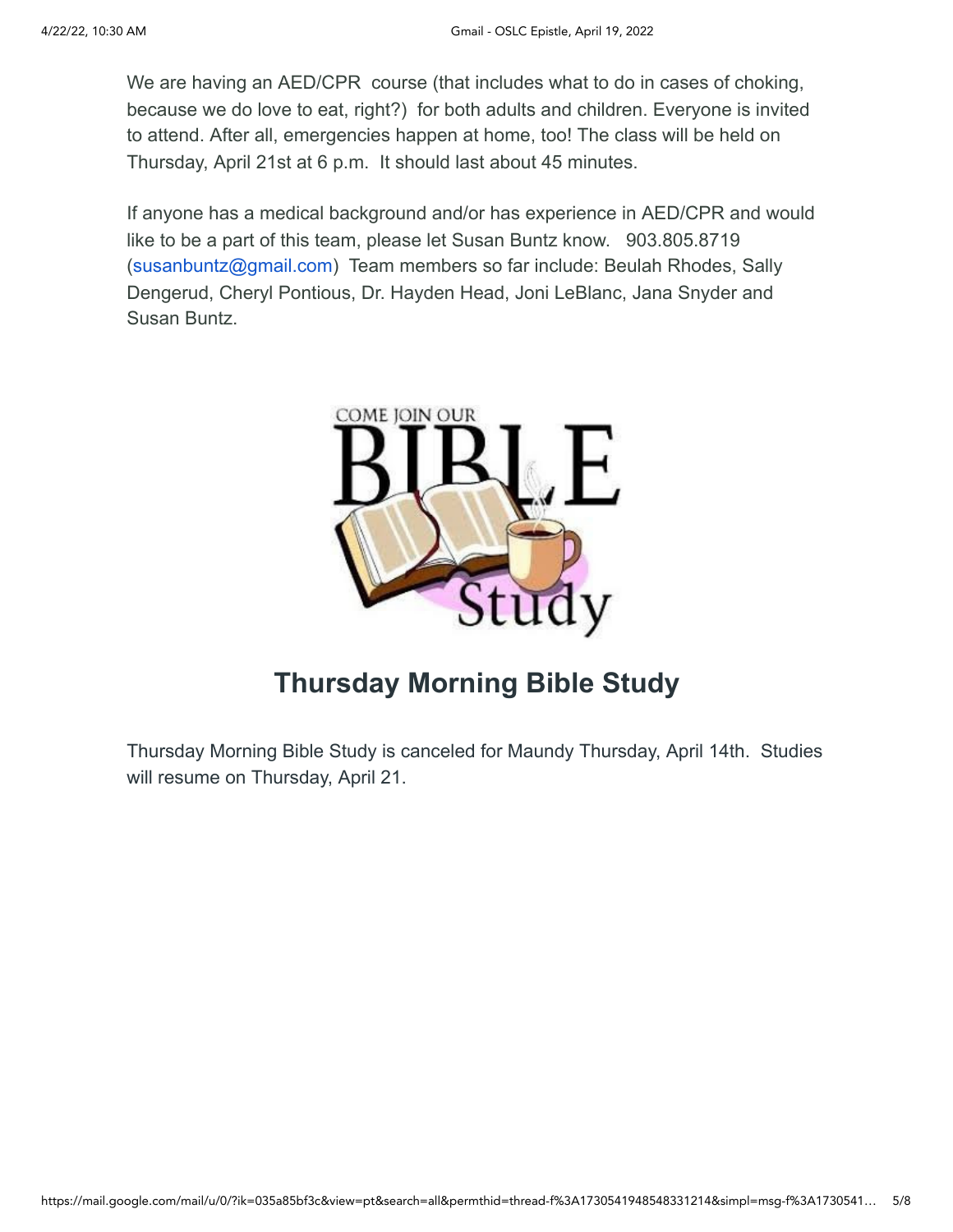We are having an AED/CPR course (that includes what to do in cases of choking, because we do love to eat, right?) for both adults and children. Everyone is invited to attend. After all, emergencies happen at home, too! The class will be held on Thursday, April 21st at 6 p.m. It should last about 45 minutes.

If anyone has a medical background and/or has experience in AED/CPR and would like to be a part of this team, please let Susan Buntz know. 903.805.8719 (susanbuntz@gmail.com) Team members so far include: Beulah Rhodes, Sally Dengerud, Cheryl Pontious, Dr. Hayden Head, Joni LeBlanc, Jana Snyder and Susan Buntz.

COME JOIN OUR BIBLE Study

## Thursday Morning Bible Study

Thursday Morning Bible Study is canceled for Maundy Thursday, April 14th. Studies will resume on Thursday, April 21.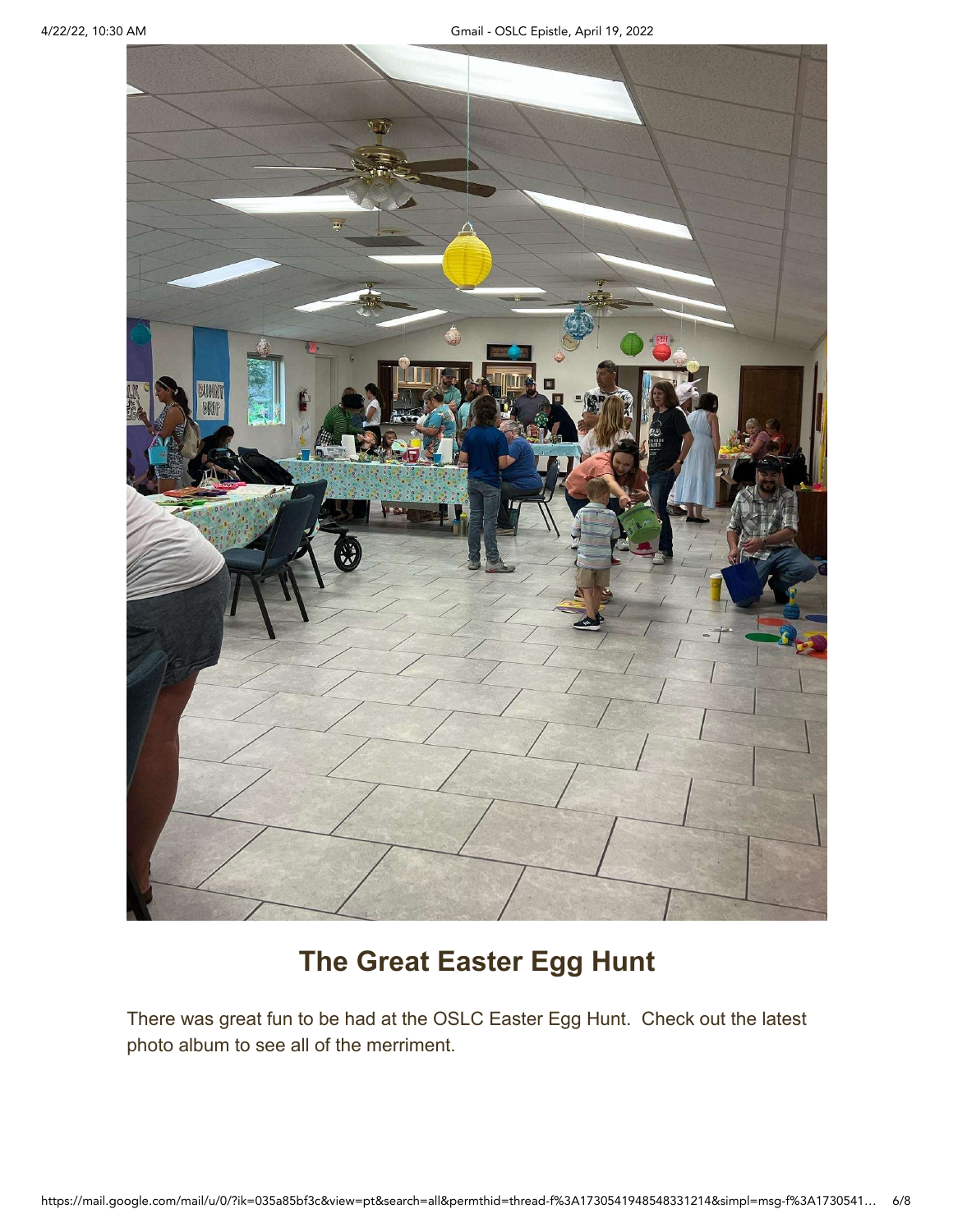## The Great Easter Egg Hunt

There was great fun to be had at the OSLC Easter Egg Hunt. Check out the latest photo album to see all of the merriment.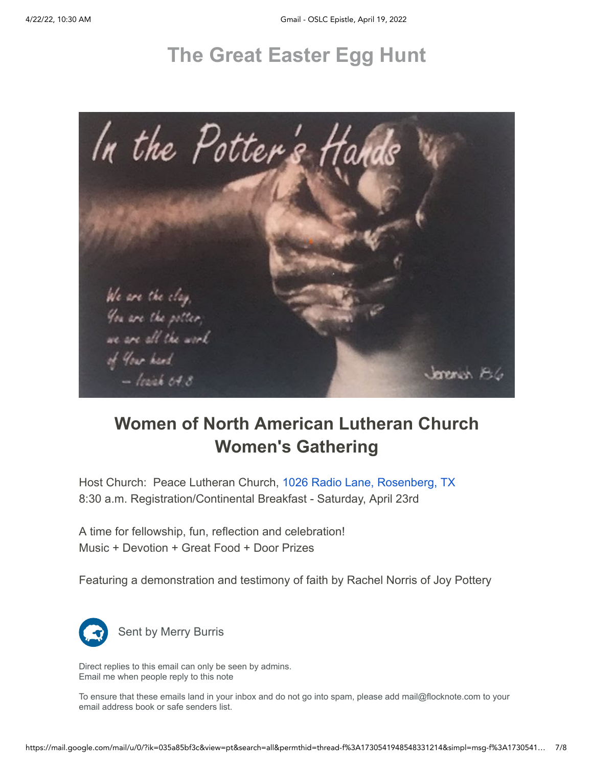# The Great Easter Egg Hunt

## Women of North American Lutheran Church Women's Gathering

Host Church: Peace Lutheran Church, 1026 Radio Lane, Rosenberg, TX
8:30 a.m. Registration/Continental Breakfast - Saturday, April 23rd

A time for fellowship, fun, reflection and celebration!
Music + Devotion + Great Food + Door Prizes

Featuring a demonstration and testimony of faith by Rachel Norris of Joy Pottery

Sent by Merry Burris

Direct replies to this email can only be seen by admins.
Email me when people reply to this note

To ensure that these emails land in your inbox and do not go into spam, please add mail@flocknote.com to your email address book or safe senders list.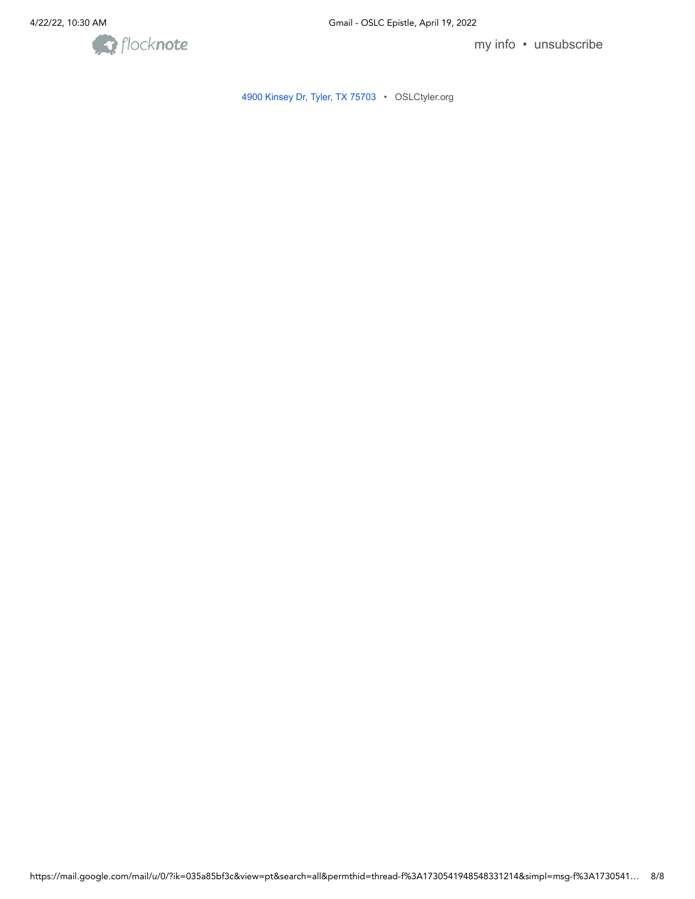flocknote

my info • unsubscribe

4900 Kinsey Dr, Tyler, TX 75703 • OSLCtyler.org